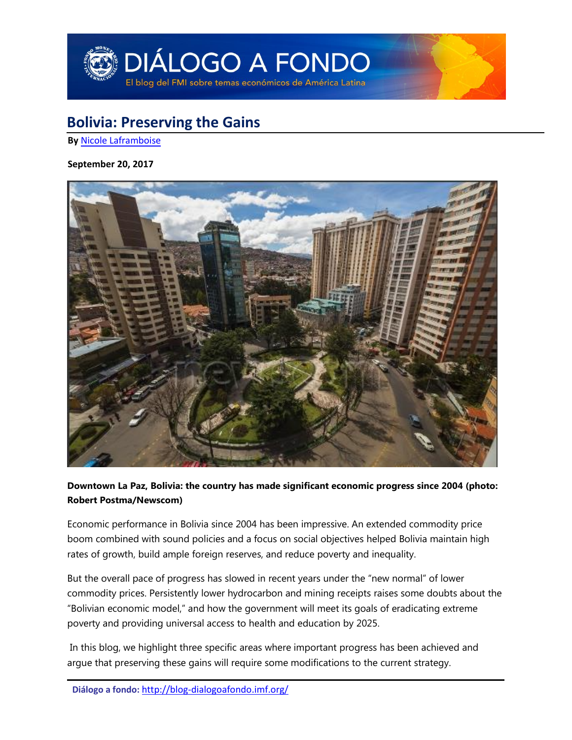# Bolivia: Preserving the Gains

**By** Nicole Laframboise

**September 20, 2017**

**Downtown La Paz, Bolivia: the country has made significant economic progress since 2004 (photo: Robert Postma/Newscom)**

Economic performance in Bolivia since 2004 has been impressive. An extended commodity price boom combined with sound policies and a focus on social objectives helped Bolivia maintain high rates of growth, build ample foreign reserves, and reduce poverty and inequality.

But the overall pace of progress has slowed in recent years under the "new normal" of lower commodity prices. Persistently lower hydrocarbon and mining receipts raises some doubts about the "Bolivian economic model," and how the government will meet its goals of eradicating extreme poverty and providing universal access to health and education by 2025.

In this blog, we highlight three specific areas where important progress has been achieved and argue that preserving these gains will require some modifications to the current strategy.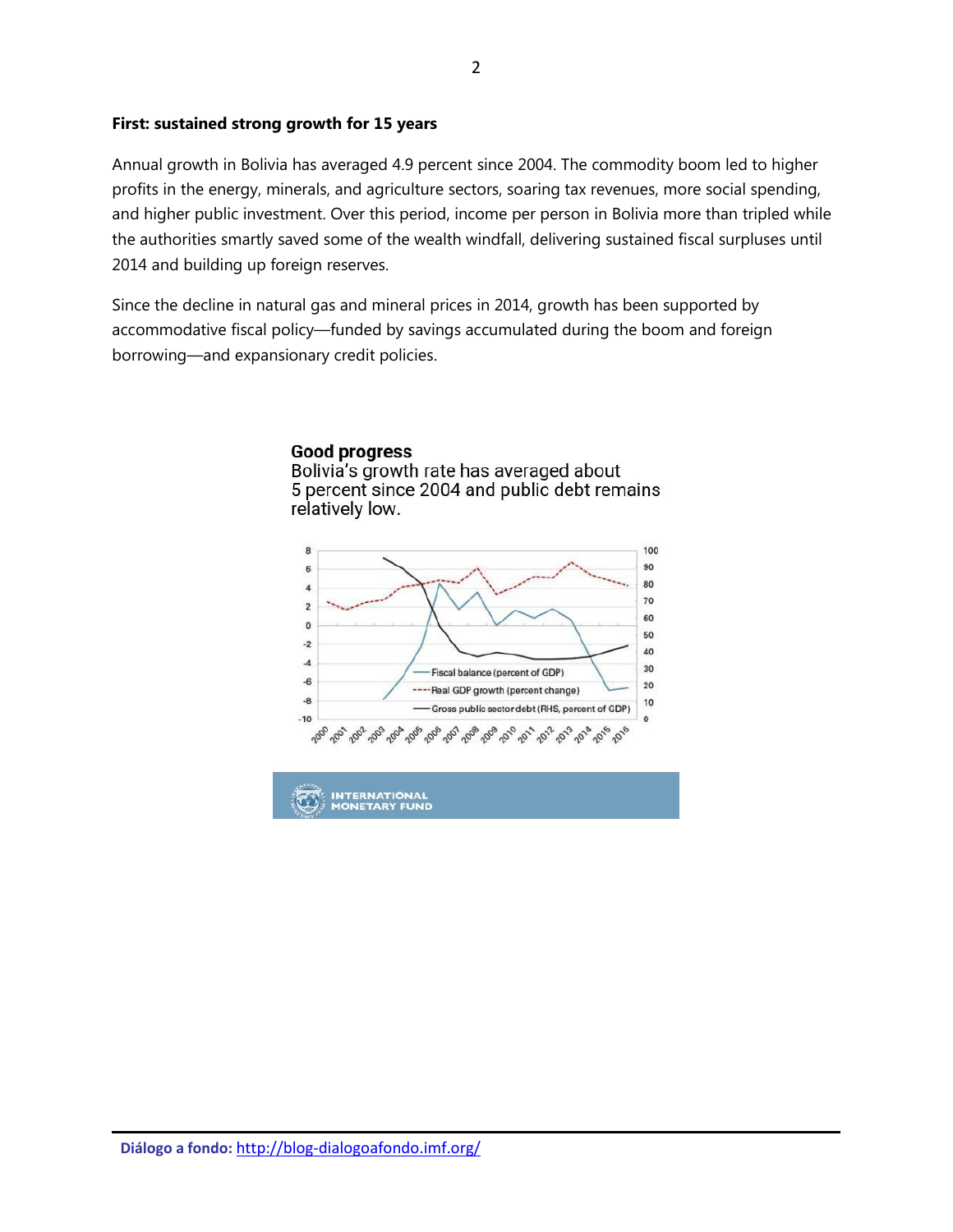### First: sustained strong growth for 15 years

Annual growth in Bolivia has averaged 4.9 percent since 2004. The commodity boom led to higher profits in the energy, minerals, and agriculture sectors, soaring tax revenues, more social spending, and higher public investment. Over this period, income per person in Bolivia more than tripled while the authorities smartly saved some of the wealth windfall, delivering sustained fiscal surpluses until 2014 and building up foreign reserves.

Since the decline in natural gas and mineral prices in 2014, growth has been supported by accommodative fiscal policy—funded by savings accumulated during the boom and foreign borrowing—and expansionary credit policies.

**Good progress**
Bolivia's growth rate has averaged about 5 percent since 2004 and public debt remains relatively low.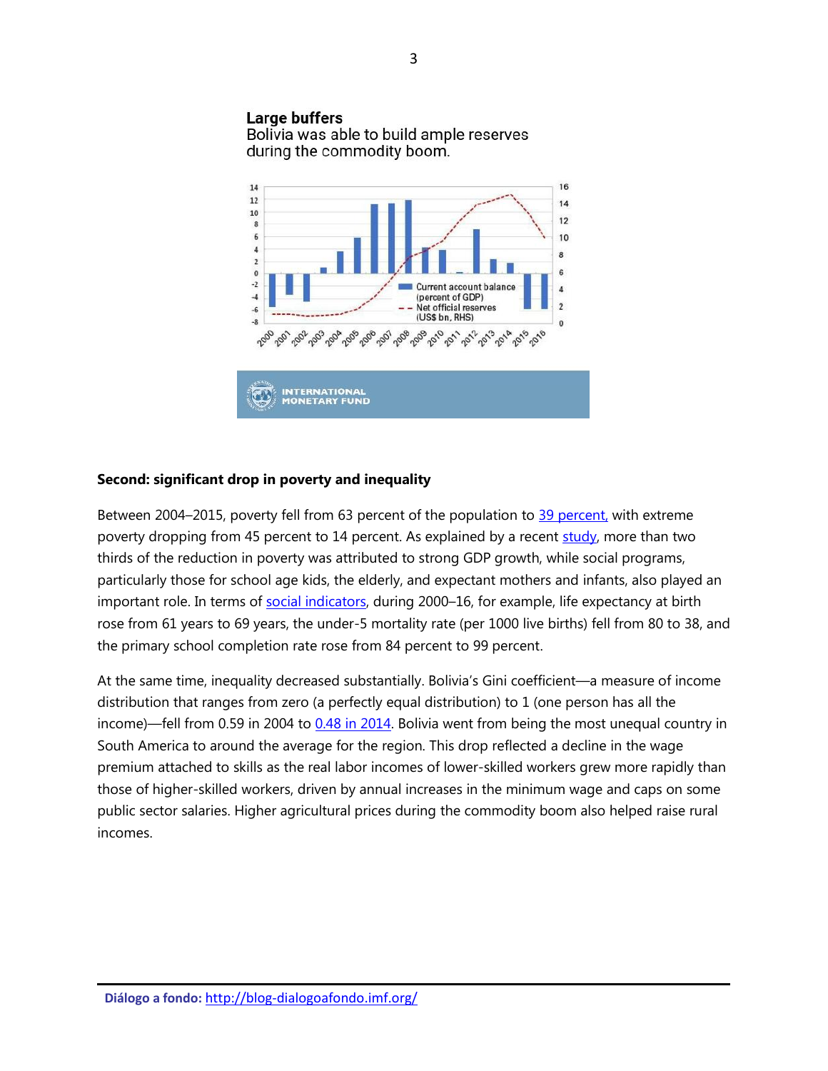**Large buffers**
Bolivia was able to build ample reserves during the commodity boom.

### Second: significant drop in poverty and inequality

Between 2004–2015, poverty fell from 63 percent of the population to [39 percent,](#) with extreme poverty dropping from 45 percent to 14 percent. As explained by a recent [study](#), more than two thirds of the reduction in poverty was attributed to strong GDP growth, while social programs, particularly those for school age kids, the elderly, and expectant mothers and infants, also played an important role. In terms of [social indicators](#), during 2000–16, for example, life expectancy at birth rose from 61 years to 69 years, the under-5 mortality rate (per 1000 live births) fell from 80 to 38, and the primary school completion rate rose from 84 percent to 99 percent.

At the same time, inequality decreased substantially. Bolivia's Gini coefficient—a measure of income distribution that ranges from zero (a perfectly equal distribution) to 1 (one person has all the income)—fell from 0.59 in 2004 to [0.48 in 2014](#). Bolivia went from being the most unequal country in South America to around the average for the region. This drop reflected a decline in the wage premium attached to skills as the real labor incomes of lower-skilled workers grew more rapidly than those of higher-skilled workers, driven by annual increases in the minimum wage and caps on some public sector salaries. Higher agricultural prices during the commodity boom also helped raise rural incomes.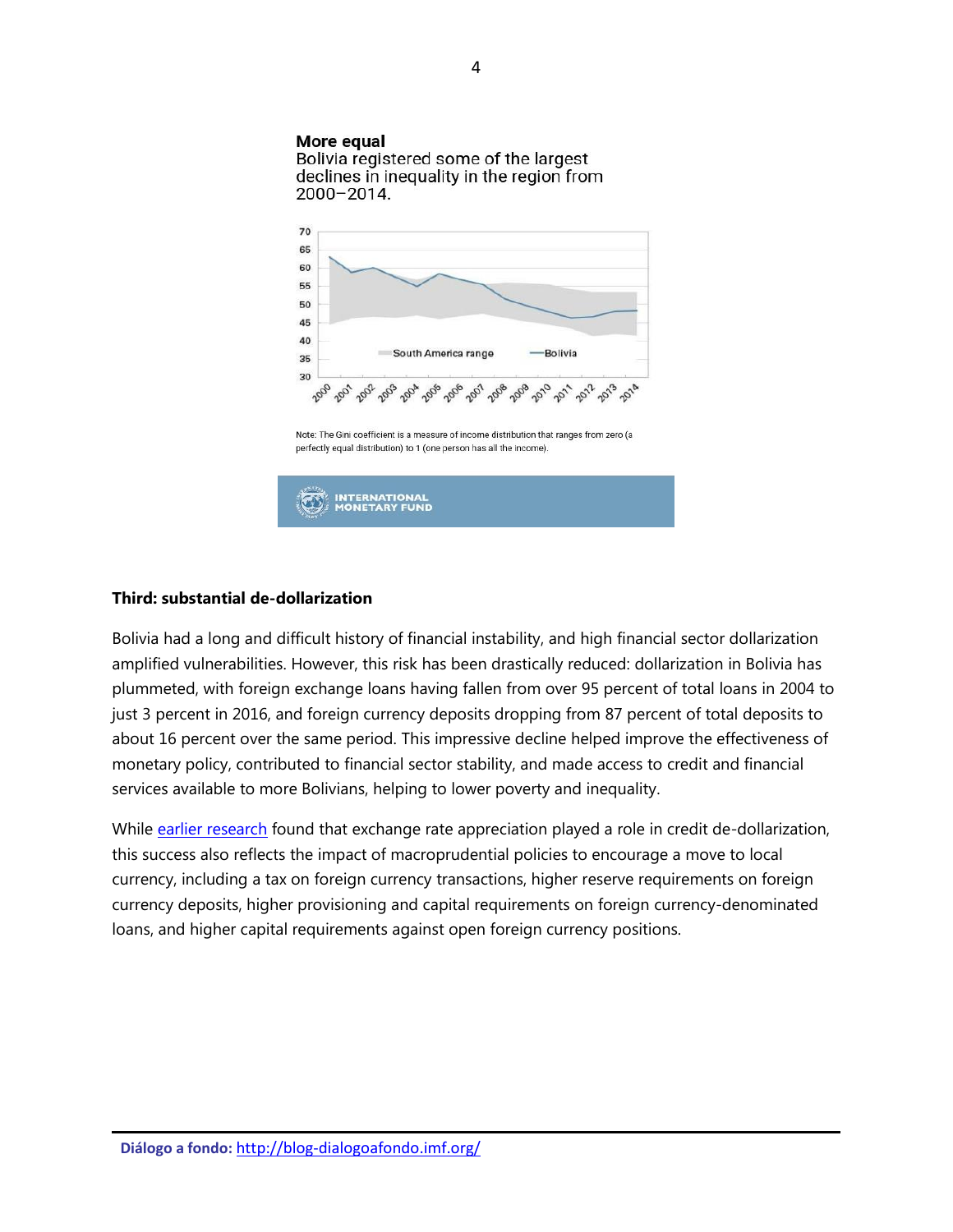**More equal**
Bolivia registered some of the largest declines in inequality in the region from 2000–2014.

Note: The Gini coefficient is a measure of income distribution that ranges from zero (a perfectly equal distribution) to 1 (one person has all the income).

**Third: substantial de-dollarization**

Bolivia had a long and difficult history of financial instability, and high financial sector dollarization amplified vulnerabilities. However, this risk has been drastically reduced: dollarization in Bolivia has plummeted, with foreign exchange loans having fallen from over 95 percent of total loans in 2004 to just 3 percent in 2016, and foreign currency deposits dropping from 87 percent of total deposits to about 16 percent over the same period. This impressive decline helped improve the effectiveness of monetary policy, contributed to financial sector stability, and made access to credit and financial services available to more Bolivians, helping to lower poverty and inequality.

While [earlier research](earlier research) found that exchange rate appreciation played a role in credit de-dollarization, this success also reflects the impact of macroprudential policies to encourage a move to local currency, including a tax on foreign currency transactions, higher reserve requirements on foreign currency deposits, higher provisioning and capital requirements on foreign currency-denominated loans, and higher capital requirements against open foreign currency positions.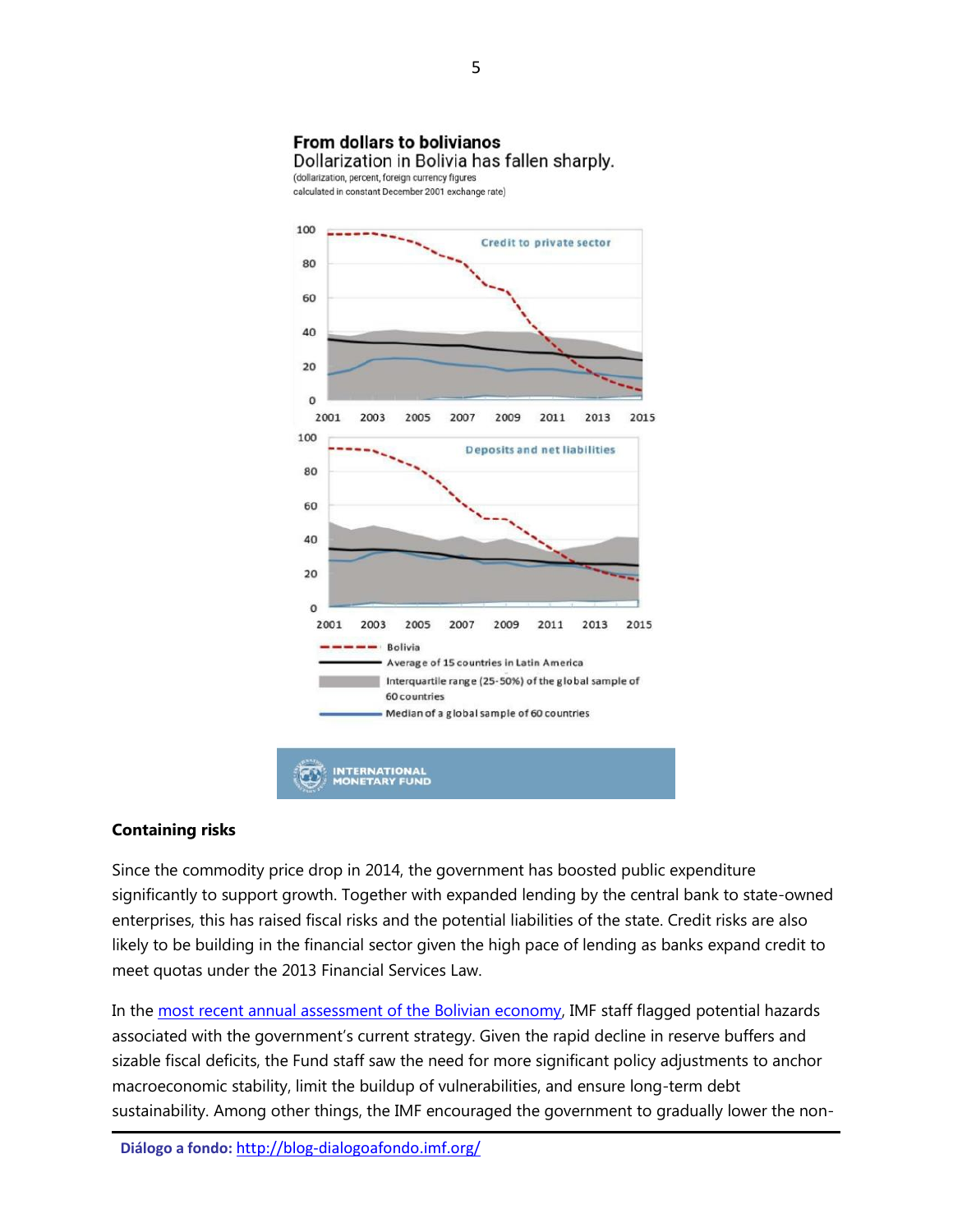**From dollars to bolivianos**

Dollarization in Bolivia has fallen sharply.

(dollarization, percent, foreign currency figures calculated in constant December 2001 exchange rate)

Credit to private sector

Deposits and net liabilities

Bolivia

Average of 15 countries in Latin America

Interquartile range (25-50%) of the global sample of 60 countries

Median of a global sample of 60 countries

INTERNATIONAL MONETARY FUND

**Containing risks**

Since the commodity price drop in 2014, the government has boosted public expenditure significantly to support growth. Together with expanded lending by the central bank to state-owned enterprises, this has raised fiscal risks and the potential liabilities of the state. Credit risks are also likely to be building in the financial sector given the high pace of lending as banks expand credit to meet quotas under the 2013 Financial Services Law.

In the most recent annual assessment of the Bolivian economy, IMF staff flagged potential hazards associated with the government's current strategy. Given the rapid decline in reserve buffers and sizable fiscal deficits, the Fund staff saw the need for more significant policy adjustments to anchor macroeconomic stability, limit the buildup of vulnerabilities, and ensure long-term debt sustainability. Among other things, the IMF encouraged the government to gradually lower the non-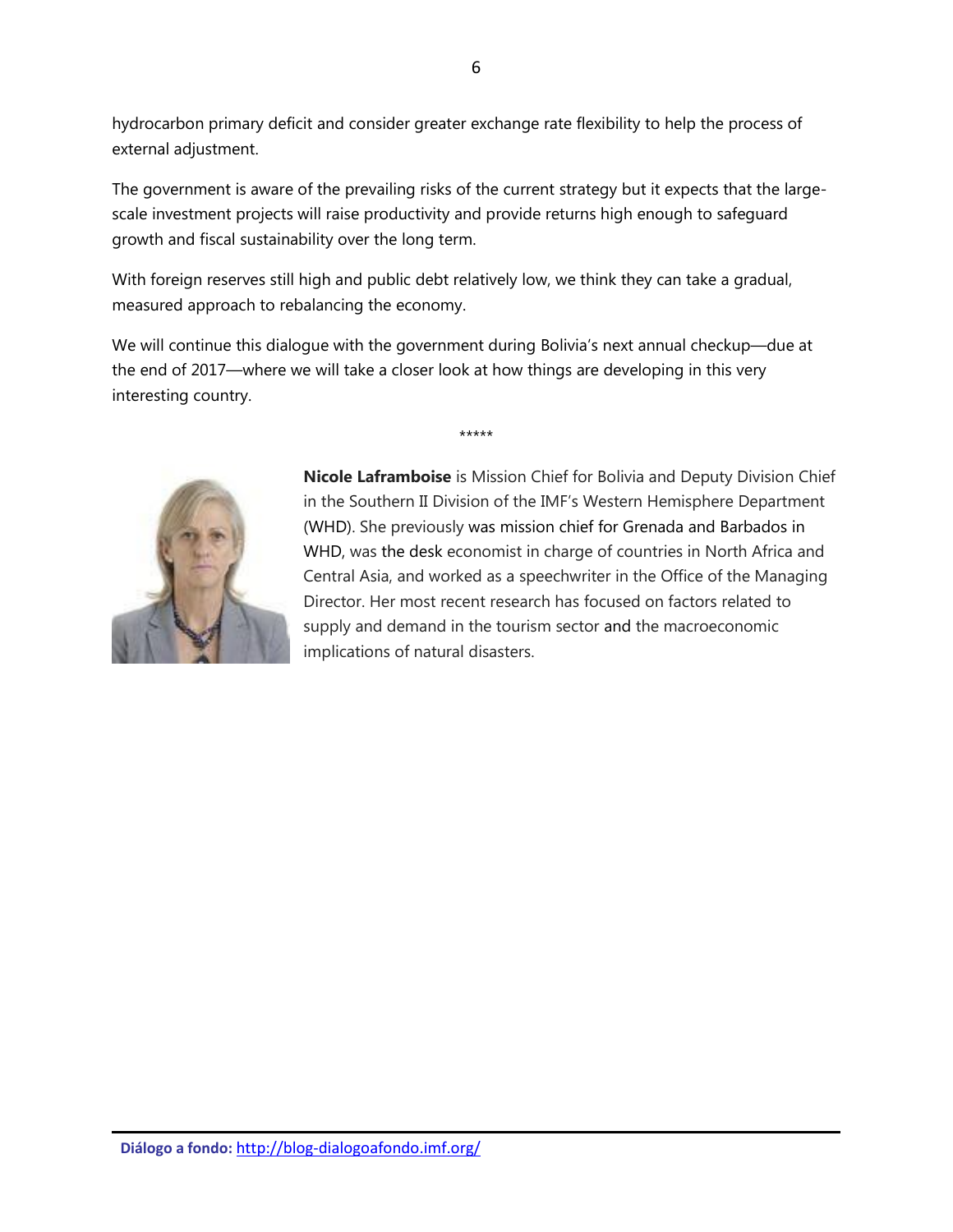hydrocarbon primary deficit and consider greater exchange rate flexibility to help the process of external adjustment.

The government is aware of the prevailing risks of the current strategy but it expects that the large-scale investment projects will raise productivity and provide returns high enough to safeguard growth and fiscal sustainability over the long term.

With foreign reserves still high and public debt relatively low, we think they can take a gradual, measured approach to rebalancing the economy.

We will continue this dialogue with the government during Bolivia's next annual checkup—due at the end of 2017—where we will take a closer look at how things are developing in this very interesting country.

*****

**Nicole Laframboise** is Mission Chief for Bolivia and Deputy Division Chief in the Southern II Division of the IMF's Western Hemisphere Department (WHD). She previously was mission chief for Grenada and Barbados in WHD, was the desk economist in charge of countries in North Africa and Central Asia, and worked as a speechwriter in the Office of the Managing Director. Her most recent research has focused on factors related to supply and demand in the tourism sector and the macroeconomic implications of natural disasters.